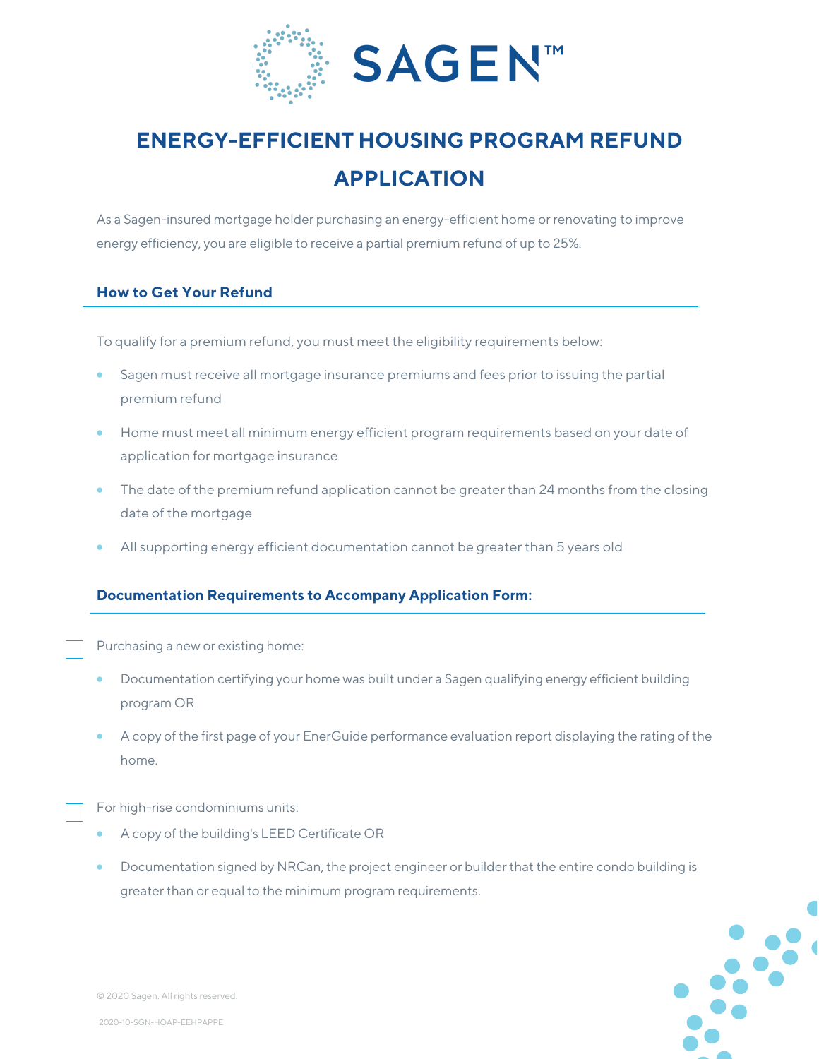SAGEN™

# ENERGY-EFFICIENT HOUSING PROGRAM REFUND APPLICATION

As a Sagen-insured mortgage holder purchasing an energy-efficient home or renovating to improve energy efficiency, you are eligible to receive a partial premium refund of up to 25%.

## How to Get Your Refund

To qualify for a premium refund, you must meet the eligibility requirements below:

- Sagen must receive all mortgage insurance premiums and fees prior to issuing the partial premium refund
- Home must meet all minimum energy efficient program requirements based on your date of application for mortgage insurance
- The date of the premium refund application cannot be greater than 24 months from the closing date of the mortgage
- All supporting energy efficient documentation cannot be greater than 5 years old

## Documentation Requirements to Accompany Application Form:

☐ Purchasing a new or existing home:

- Documentation certifying your home was built under a Sagen qualifying energy efficient building program OR
- A copy of the first page of your EnerGuide performance evaluation report displaying the rating of the home.

☐ For high-rise condominiums units:

- A copy of the building's LEED Certificate OR
- Documentation signed by NRCan, the project engineer or builder that the entire condo building is greater than or equal to the minimum program requirements.

© 2020 Sagen. All rights reserved.

2020-10-SGN-HOAP-EEHPAPPE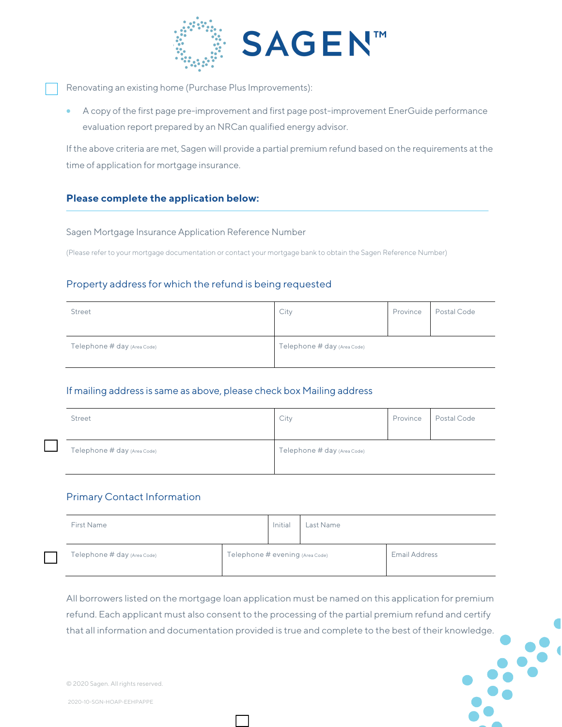☐ Renovating an existing home (Purchase Plus Improvements):

- A copy of the first page pre-improvement and first page post-improvement EnerGuide performance evaluation report prepared by an NRCan qualified energy advisor.

If the above criteria are met, Sagen will provide a partial premium refund based on the requirements at the time of application for mortgage insurance.

## Please complete the application below:

Sagen Mortgage Insurance Application Reference Number

(Please refer to your mortgage documentation or contact your mortgage bank to obtain the Sagen Reference Number)

### Property address for which the refund is being requested

| Street | City | Province | Postal Code |
|---|---|---|---|
| Telephone # day (Area Code) | Telephone # day (Area Code) | | |

### If mailing address is same as above, please check box Mailing address

☐

| Street | City | Province | Postal Code |
|---|---|---|---|
| Telephone # day (Area Code) | Telephone # day (Area Code) | | |

### Primary Contact Information

| First Name | Initial | Last Name |
|---|---|---|
| Telephone # day (Area Code) | Telephone # evening (Area Code) | Email Address |

All borrowers listed on the mortgage loan application must be named on this application for premium refund. Each applicant must also consent to the processing of the partial premium refund and certify that all information and documentation provided is true and complete to the best of their knowledge.

© 2020 Sagen. All rights reserved.

2020-10-SGN-HOAP-EEHPAPPE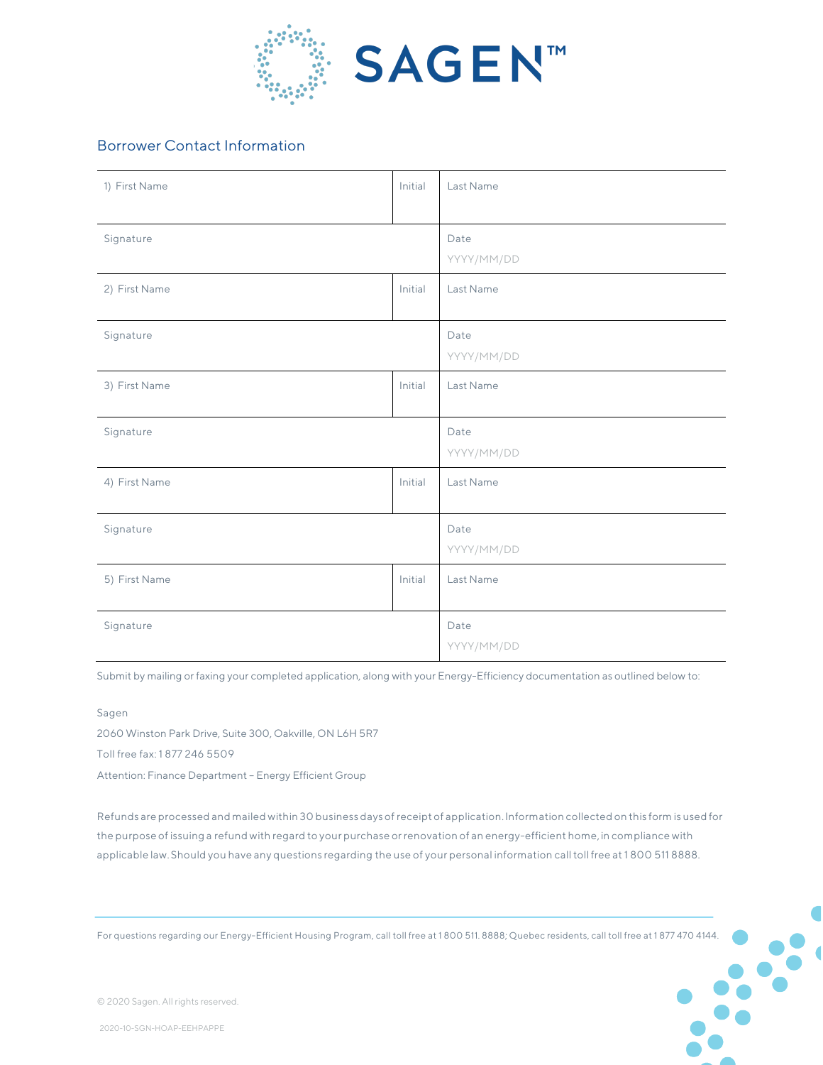SAGEN™

## Borrower Contact Information

| | | |
|---|---|---|
| 1) First Name | Initial | Last Name |
| Signature | | Date YYYY/MM/DD |
| 2) First Name | Initial | Last Name |
| Signature | | Date YYYY/MM/DD |
| 3) First Name | Initial | Last Name |
| Signature | | Date YYYY/MM/DD |
| 4) First Name | Initial | Last Name |
| Signature | | Date YYYY/MM/DD |
| 5) First Name | Initial | Last Name |
| Signature | | Date YYYY/MM/DD |

Submit by mailing or faxing your completed application, along with your Energy-Efficiency documentation as outlined below to:

Sagen
2060 Winston Park Drive, Suite 300, Oakville, ON L6H 5R7
Toll free fax: 1 877 246 5509
Attention: Finance Department – Energy Efficient Group

Refunds are processed and mailed within 30 business days of receipt of application. Information collected on this form is used for the purpose of issuing a refund with regard to your purchase or renovation of an energy-efficient home, in compliance with applicable law. Should you have any questions regarding the use of your personal information call toll free at 1 800 511 8888.

For questions regarding our Energy-Efficient Housing Program, call toll free at 1 800 511. 8888; Quebec residents, call toll free at 1 877 470 4144.

© 2020 Sagen. All rights reserved.

2020-10-SGN-HOAP-EEHPAPPE